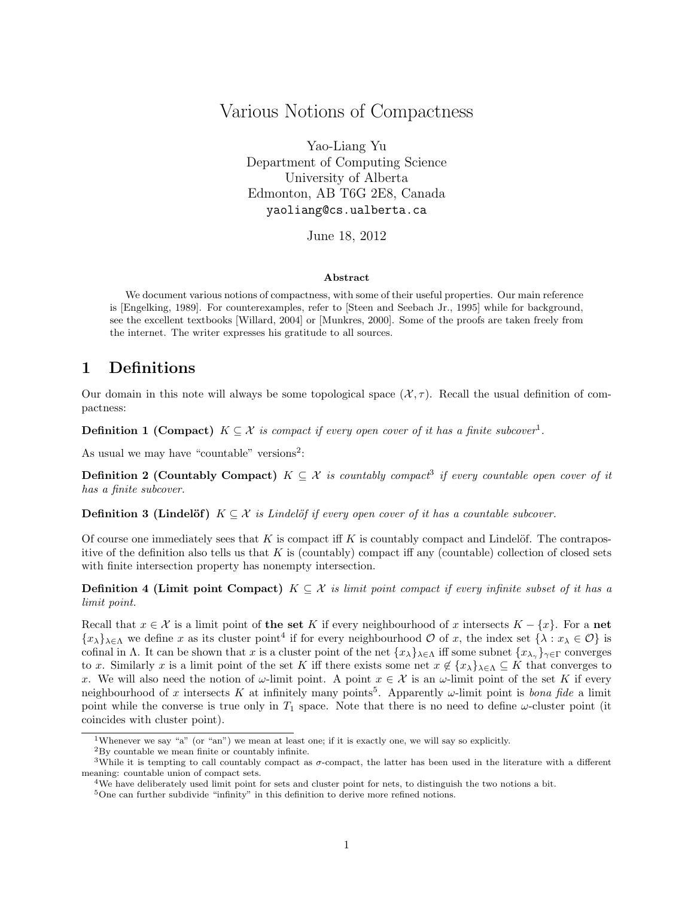# Various Notions of Compactness

Yao-Liang Yu
Department of Computing Science
University of Alberta
Edmonton, AB T6G 2E8, Canada
yaoliang@cs.ualberta.ca

June 18, 2012

### Abstract

We document various notions of compactness, with some of their useful properties. Our main reference is [Engelking, 1989]. For counterexamples, refer to [Steen and Seebach Jr., 1995] while for background, see the excellent textbooks [Willard, 2004] or [Munkres, 2000]. Some of the proofs are taken freely from the internet. The writer expresses his gratitude to all sources.

## 1 Definitions

Our domain in this note will always be some topological space $(\mathcal{X}, \tau)$. Recall the usual definition of compactness:

**Definition 1 (Compact)** *$K \subseteq \mathcal{X}$ is compact if every open cover of it has a finite subcover*[1].

As usual we may have "countable" versions[2]:

**Definition 2 (Countably Compact)** *$K \subseteq \mathcal{X}$ is countably compact*[3] *if every countable open cover of it has a finite subcover.*

**Definition 3 (Lindelöf)** *$K \subseteq \mathcal{X}$ is Lindelöf if every open cover of it has a countable subcover.*

Of course one immediately sees that $K$ is compact iff $K$ is countably compact and Lindelöf. The contrapositive of the definition also tells us that $K$ is (countably) compact iff any (countable) collection of closed sets with finite intersection property has nonempty intersection.

**Definition 4 (Limit point Compact)** *$K \subseteq \mathcal{X}$ is limit point compact if every infinite subset of it has a limit point.*

Recall that $x \in \mathcal{X}$ is a limit point of **the set** $K$ if every neighbourhood of $x$ intersects $K - \{x\}$. For a **net** $\{x_\lambda\}_{\lambda \in \Lambda}$ we define $x$ as its cluster point[4] if for every neighbourhood $\mathcal{O}$ of $x$, the index set $\{\lambda : x_\lambda \in \mathcal{O}\}$ is cofinal in $\Lambda$. It can be shown that $x$ is a cluster point of the net $\{x_\lambda\}_{\lambda \in \Lambda}$ iff some subnet $\{x_{\lambda_\gamma}\}_{\gamma \in \Gamma}$ converges to $x$. Similarly $x$ is a limit point of the set $K$ iff there exists some net $x \notin \{x_\lambda\}_{\lambda \in \Lambda} \subseteq K$ that converges to $x$. We will also need the notion of $\omega$-limit point. A point $x \in \mathcal{X}$ is an $\omega$-limit point of the set $K$ if every neighbourhood of $x$ intersects $K$ at infinitely many points[5]. Apparently $\omega$-limit point is *bona fide* a limit point while the converse is true only in $T_1$ space. Note that there is no need to define $\omega$-cluster point (it coincides with cluster point).

---

[1] Whenever we say "a" (or "an") we mean at least one; if it is exactly one, we will say so explicitly.

[2] By countable we mean finite or countably infinite.

[3] While it is tempting to call countably compact as $\sigma$-compact, the latter has been used in the literature with a different meaning: countable union of compact sets.

[4] We have deliberately used limit point for sets and cluster point for nets, to distinguish the two notions a bit.

[5] One can further subdivide "infinity" in this definition to derive more refined notions.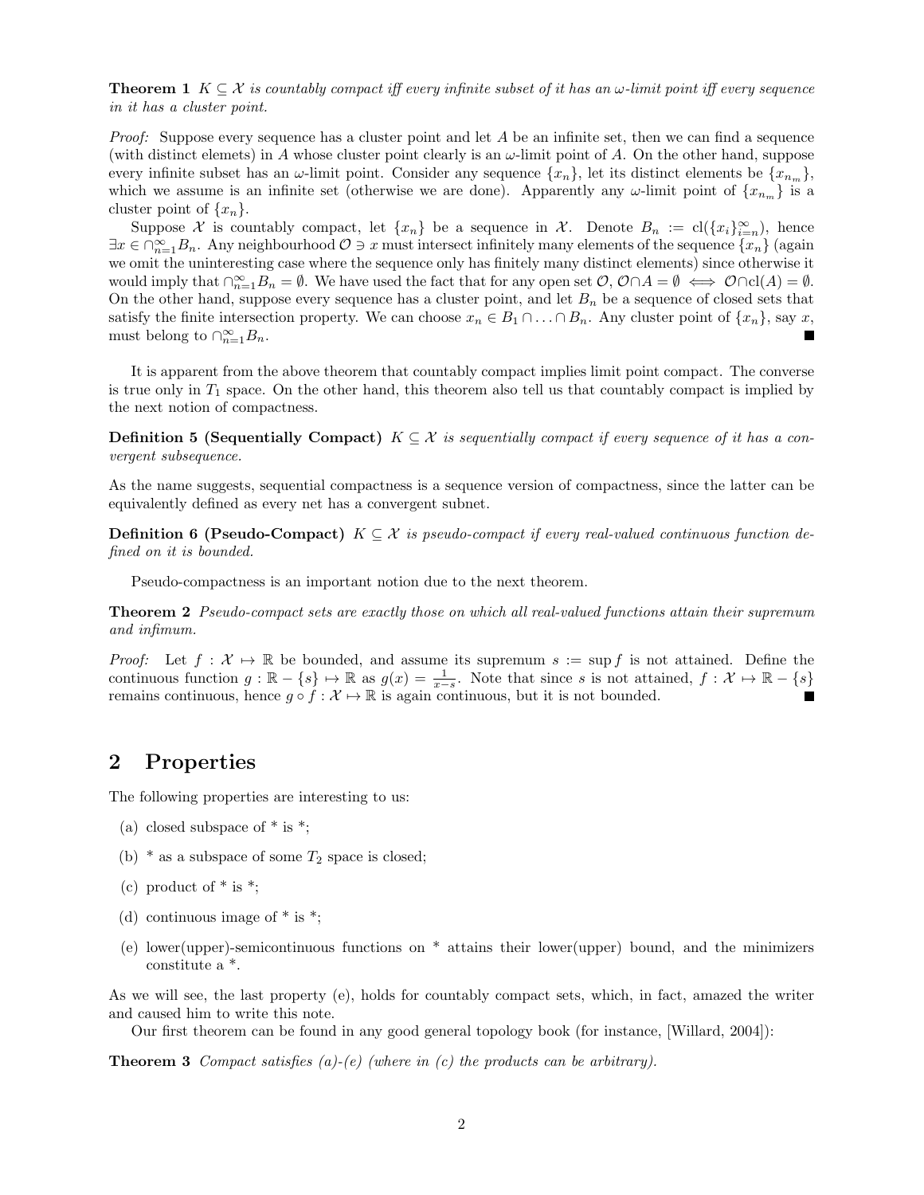**Theorem 1** *$K \subseteq \mathcal{X}$ is countably compact iff every infinite subset of it has an $\omega$-limit point iff every sequence in it has a cluster point.*

*Proof:* Suppose every sequence has a cluster point and let $A$ be an infinite set, then we can find a sequence (with distinct elemets) in $A$ whose cluster point clearly is an $\omega$-limit point of $A$. On the other hand, suppose every infinite subset has an $\omega$-limit point. Consider any sequence $\{x_n\}$, let its distinct elements be $\{x_{n_m}\}$, which we assume is an infinite set (otherwise we are done). Apparently any $\omega$-limit point of $\{x_{n_m}\}$ is a cluster point of $\{x_n\}$.

Suppose $\mathcal{X}$ is countably compact, let $\{x_n\}$ be a sequence in $\mathcal{X}$. Denote $B_n := \mathrm{cl}(\{x_i\}_{i=n}^{\infty})$, hence $\exists x \in \cap_{n=1}^{\infty} B_n$. Any neighbourhood $\mathcal{O} \ni x$ must intersect infinitely many elements of the sequence $\{x_n\}$ (again we omit the uninteresting case where the sequence only has finitely many distinct elements) since otherwise it would imply that $\cap_{n=1}^{\infty} B_n = \emptyset$. We have used the fact that for any open set $\mathcal{O}$, $\mathcal{O} \cap A = \emptyset \iff \mathcal{O} \cap \mathrm{cl}(A) = \emptyset$. On the other hand, suppose every sequence has a cluster point, and let $B_n$ be a sequence of closed sets that satisfy the finite intersection property. We can choose $x_n \in B_1 \cap \ldots \cap B_n$. Any cluster point of $\{x_n\}$, say $x$, must belong to $\cap_{n=1}^{\infty} B_n$. ∎

It is apparent from the above theorem that countably compact implies limit point compact. The converse is true only in $T_1$ space. On the other hand, this theorem also tell us that countably compact is implied by the next notion of compactness.

**Definition 5 (Sequentially Compact)** *$K \subseteq \mathcal{X}$ is sequentially compact if every sequence of it has a convergent subsequence.*

As the name suggests, sequential compactness is a sequence version of compactness, since the latter can be equivalently defined as every net has a convergent subnet.

**Definition 6 (Pseudo-Compact)** *$K \subseteq \mathcal{X}$ is pseudo-compact if every real-valued continuous function defined on it is bounded.*

Pseudo-compactness is an important notion due to the next theorem.

**Theorem 2** *Pseudo-compact sets are exactly those on which all real-valued functions attain their supremum and infimum.*

*Proof:* Let $f : \mathcal{X} \mapsto \mathbb{R}$ be bounded, and assume its supremum $s := \sup f$ is not attained. Define the continuous function $g : \mathbb{R} - \{s\} \mapsto \mathbb{R}$ as $g(x) = \frac{1}{x-s}$. Note that since $s$ is not attained, $f : \mathcal{X} \mapsto \mathbb{R} - \{s\}$ remains continuous, hence $g \circ f : \mathcal{X} \mapsto \mathbb{R}$ is again continuous, but it is not bounded. ∎

## 2 Properties

The following properties are interesting to us:

(a) closed subspace of * is *;

(b) * as a subspace of some $T_2$ space is closed;

(c) product of * is *;

(d) continuous image of * is *;

(e) lower(upper)-semicontinuous functions on * attains their lower(upper) bound, and the minimizers constitute a *.

As we will see, the last property (e), holds for countably compact sets, which, in fact, amazed the writer and caused him to write this note.

Our first theorem can be found in any good general topology book (for instance, [Willard, 2004]):

**Theorem 3** *Compact satisfies (a)-(e) (where in (c) the products can be arbitrary).*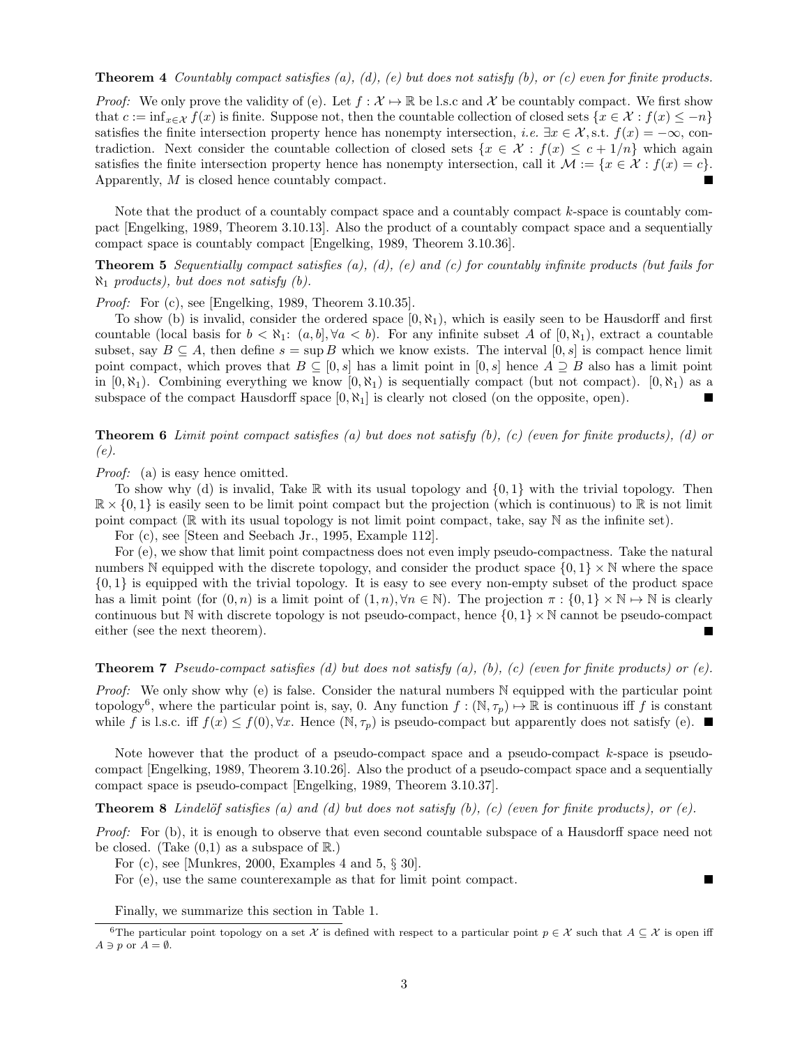**Theorem 4** *Countably compact satisfies (a), (d), (e) but does not satisfy (b), or (c) even for finite products.*

*Proof:* We only prove the validity of (e). Let $f : \mathcal{X} \mapsto \mathbb{R}$ be l.s.c and $\mathcal{X}$ be countably compact. We first show that $c := \inf_{x \in \mathcal{X}} f(x)$ is finite. Suppose not, then the countable collection of closed sets $\{x \in \mathcal{X} : f(x) \leq -n\}$ satisfies the finite intersection property hence has nonempty intersection, *i.e.* $\exists x \in \mathcal{X}$, s.t. $f(x) = -\infty$, contradiction. Next consider the countable collection of closed sets $\{x \in \mathcal{X} : f(x) \leq c + 1/n\}$ which again satisfies the finite intersection property hence has nonempty intersection, call it $\mathcal{M} := \{x \in \mathcal{X} : f(x) = c\}$. Apparently, $M$ is closed hence countably compact. ■

Note that the product of a countably compact space and a countably compact $k$-space is countably compact [Engelking, 1989, Theorem 3.10.13]. Also the product of a countably compact space and a sequentially compact space is countably compact [Engelking, 1989, Theorem 3.10.36].

**Theorem 5** *Sequentially compact satisfies (a), (d), (e) and (c) for countably infinite products (but fails for $\aleph_1$ products), but does not satisfy (b).*

*Proof:* For (c), see [Engelking, 1989, Theorem 3.10.35].

To show (b) is invalid, consider the ordered space $[0, \aleph_1)$, which is easily seen to be Hausdorff and first countable (local basis for $b < \aleph_1$: $(a, b], \forall a < b$). For any infinite subset $A$ of $[0, \aleph_1)$, extract a countable subset, say $B \subseteq A$, then define $s = \sup B$ which we know exists. The interval $[0, s]$ is compact hence limit point compact, which proves that $B \subseteq [0, s]$ has a limit point in $[0, s]$ hence $A \supseteq B$ also has a limit point in $[0, \aleph_1)$. Combining everything we know $[0, \aleph_1)$ is sequentially compact (but not compact). $[0, \aleph_1)$ as a subspace of the compact Hausdorff space $[0, \aleph_1]$ is clearly not closed (on the opposite, open). ■

**Theorem 6** *Limit point compact satisfies (a) but does not satisfy (b), (c) (even for finite products), (d) or (e).*

*Proof:* (a) is easy hence omitted.

To show why (d) is invalid, Take $\mathbb{R}$ with its usual topology and $\{0, 1\}$ with the trivial topology. Then $\mathbb{R} \times \{0, 1\}$ is easily seen to be limit point compact but the projection (which is continuous) to $\mathbb{R}$ is not limit point compact ($\mathbb{R}$ with its usual topology is not limit point compact, take, say $\mathbb{N}$ as the infinite set).

For (c), see [Steen and Seebach Jr., 1995, Example 112].

For (e), we show that limit point compactness does not even imply pseudo-compactness. Take the natural numbers $\mathbb{N}$ equipped with the discrete topology, and consider the product space $\{0, 1\} \times \mathbb{N}$ where the space $\{0, 1\}$ is equipped with the trivial topology. It is easy to see every non-empty subset of the product space has a limit point (for $(0, n)$ is a limit point of $(1, n), \forall n \in \mathbb{N}$). The projection $\pi : \{0, 1\} \times \mathbb{N} \mapsto \mathbb{N}$ is clearly continuous but $\mathbb{N}$ with discrete topology is not pseudo-compact, hence $\{0, 1\} \times \mathbb{N}$ cannot be pseudo-compact either (see the next theorem). ■

**Theorem 7** *Pseudo-compact satisfies (d) but does not satisfy (a), (b), (c) (even for finite products) or (e).*

*Proof:* We only show why (e) is false. Consider the natural numbers $\mathbb{N}$ equipped with the particular point topology[6], where the particular point is, say, 0. Any function $f : (\mathbb{N}, \tau_p) \mapsto \mathbb{R}$ is continuous iff $f$ is constant while $f$ is l.s.c. iff $f(x) \leq f(0), \forall x$. Hence $(\mathbb{N}, \tau_p)$ is pseudo-compact but apparently does not satisfy (e). ■

Note however that the product of a pseudo-compact space and a pseudo-compact $k$-space is pseudo-compact [Engelking, 1989, Theorem 3.10.26]. Also the product of a pseudo-compact space and a sequentially compact space is pseudo-compact [Engelking, 1989, Theorem 3.10.37].

**Theorem 8** *Lindelöf satisfies (a) and (d) but does not satisfy (b), (c) (even for finite products), or (e).*

*Proof:* For (b), it is enough to observe that even second countable subspace of a Hausdorff space need not be closed. (Take (0,1) as a subspace of $\mathbb{R}$.)

For (c), see [Munkres, 2000, Examples 4 and 5, § 30].

For (e), use the same counterexample as that for limit point compact. ■

Finally, we summarize this section in Table 1.

[6] The particular point topology on a set $\mathcal{X}$ is defined with respect to a particular point $p \in \mathcal{X}$ such that $A \subseteq \mathcal{X}$ is open iff $A \ni p$ or $A = \emptyset$.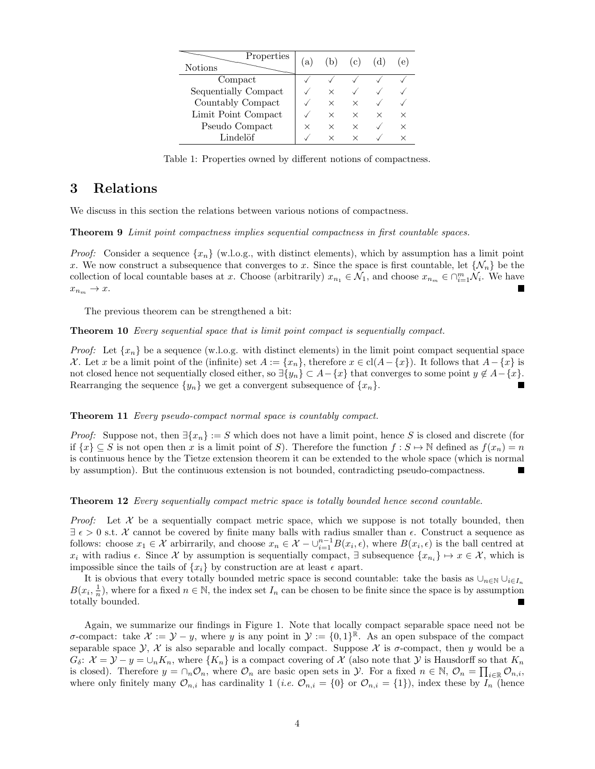| Notions \ Properties | (a) | (b) | (c) | (d) | (e) |
|---|---|---|---|---|---|
| Compact | ✓ | ✓ | ✓ | ✓ | ✓ |
| Sequentially Compact | ✓ | × | ✓ | ✓ | ✓ |
| Countably Compact | ✓ | × | × | ✓ | ✓ |
| Limit Point Compact | ✓ | × | × | × | × |
| Pseudo Compact | × | × | × | ✓ | × |
| Lindelöf | ✓ | × | × | ✓ | × |

Table 1: Properties owned by different notions of compactness.

# 3 Relations

We discuss in this section the relations between various notions of compactness.

**Theorem 9** *Limit point compactness implies sequential compactness in first countable spaces.*

*Proof:* Consider a sequence $\{x_n\}$ (w.l.o.g., with distinct elements), which by assumption has a limit point $x$. We now construct a subsequence that converges to $x$. Since the space is first countable, let $\{\mathcal{N}_n\}$ be the collection of local countable bases at $x$. Choose (arbitrarily) $x_{n_1} \in \mathcal{N}_1$, and choose $x_{n_m} \in \cap_{i=1}^{m} \mathcal{N}_i$. We have $x_{n_m} \to x$. ■

The previous theorem can be strengthened a bit:

**Theorem 10** *Every sequential space that is limit point compact is sequentially compact.*

*Proof:* Let $\{x_n\}$ be a sequence (w.l.o.g. with distinct elements) in the limit point compact sequential space $\mathcal{X}$. Let $x$ be a limit point of the (infinite) set $A := \{x_n\}$, therefore $x \in \text{cl}(A - \{x\})$. It follows that $A - \{x\}$ is not closed hence not sequentially closed either, so $\exists \{y_n\} \subset A - \{x\}$ that converges to some point $y \notin A - \{x\}$. Rearranging the sequence $\{y_n\}$ we get a convergent subsequence of $\{x_n\}$. ■

**Theorem 11** *Every pseudo-compact normal space is countably compact.*

*Proof:* Suppose not, then $\exists \{x_n\} := S$ which does not have a limit point, hence $S$ is closed and discrete (for if $\{x\} \subseteq S$ is not open then $x$ is a limit point of $S$). Therefore the function $f : S \mapsto \mathbb{N}$ defined as $f(x_n) = n$ is continuous hence by the Tietze extension theorem it can be extended to the whole space (which is normal by assumption). But the continuous extension is not bounded, contradicting pseudo-compactness. ■

**Theorem 12** *Every sequentially compact metric space is totally bounded hence second countable.*

*Proof:* Let $\mathcal{X}$ be a sequentially compact metric space, which we suppose is not totally bounded, then $\exists\ \epsilon > 0$ s.t. $\mathcal{X}$ cannot be covered by finite many balls with radius smaller than $\epsilon$. Construct a sequence as follows: choose $x_1 \in \mathcal{X}$ arbirrarily, and choose $x_n \in \mathcal{X} - \cup_{i=1}^{n-1} B(x_i, \epsilon)$, where $B(x_i, \epsilon)$ is the ball centred at $x_i$ with radius $\epsilon$. Since $\mathcal{X}$ by assumption is sequentially compact, $\exists$ subsequence $\{x_{n_i}\} \mapsto x \in \mathcal{X}$, which is impossible since the tails of $\{x_i\}$ by construction are at least $\epsilon$ apart.

It is obvious that every totally bounded metric space is second countable: take the basis as $\cup_{n\in\mathbb{N}} \cup_{i\in I_n} B(x_i, \frac{1}{n})$, where for a fixed $n \in \mathbb{N}$, the index set $I_n$ can be chosen to be finite since the space is by assumption totally bounded. ■

Again, we summarize our findings in Figure 1. Note that locally compact separable space need not be $\sigma$-compact: take $\mathcal{X} := \mathcal{Y} - y$, where $y$ is any point in $\mathcal{Y} := \{0, 1\}^{\mathbb{R}}$. As an open subspace of the compact separable space $\mathcal{Y}$, $\mathcal{X}$ is also separable and locally compact. Suppose $\mathcal{X}$ is $\sigma$-compact, then $y$ would be a $G_\delta$: $\mathcal{X} = \mathcal{Y} - y = \cup_n K_n$, where $\{K_n\}$ is a compact covering of $\mathcal{X}$ (also note that $\mathcal{Y}$ is Hausdorff so that $K_n$ is closed). Therefore $y = \cap_n \mathcal{O}_n$, where $\mathcal{O}_n$ are basic open sets in $\mathcal{Y}$. For a fixed $n \in \mathbb{N}$, $\mathcal{O}_n = \prod_{i\in\mathbb{R}} \mathcal{O}_{n,i}$, where only finitely many $\mathcal{O}_{n,i}$ has cardinality 1 (*i.e.* $\mathcal{O}_{n,i} = \{0\}$ or $\mathcal{O}_{n,i} = \{1\}$), index these by $I_n$ (hence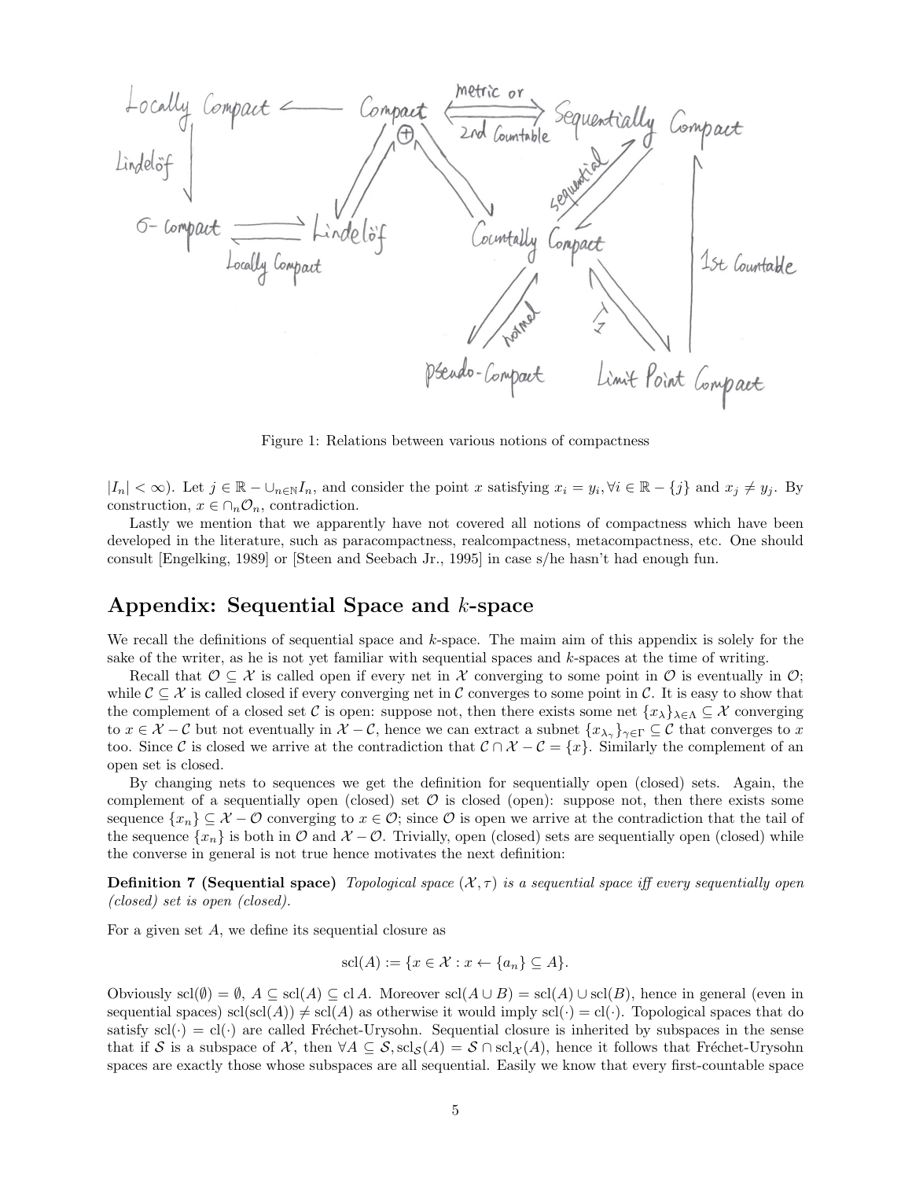Figure 1: Relations between various notions of compactness

$|I_n| < \infty$). Let $j \in \mathbb{R} - \cup_{n\in\mathbb{N}} I_n$, and consider the point $x$ satisfying $x_i = y_i, \forall i \in \mathbb{R} - \{j\}$ and $x_j \neq y_j$. By construction, $x \in \cap_n \mathcal{O}_n$, contradiction.

Lastly we mention that we apparently have not covered all notions of compactness which have been developed in the literature, such as paracompactness, realcompactness, metacompactness, etc. One should consult [Engelking, 1989] or [Steen and Seebach Jr., 1995] in case s/he hasn't had enough fun.

## Appendix: Sequential Space and $k$-space

We recall the definitions of sequential space and $k$-space. The maim aim of this appendix is solely for the sake of the writer, as he is not yet familiar with sequential spaces and $k$-spaces at the time of writing.

Recall that $\mathcal{O} \subseteq \mathcal{X}$ is called open if every net in $\mathcal{X}$ converging to some point in $\mathcal{O}$ is eventually in $\mathcal{O}$; while $\mathcal{C} \subseteq \mathcal{X}$ is called closed if every converging net in $\mathcal{C}$ converges to some point in $\mathcal{C}$. It is easy to show that the complement of a closed set $\mathcal{C}$ is open: suppose not, then there exists some net $\{x_\lambda\}_{\lambda\in\Lambda} \subseteq \mathcal{X}$ converging to $x \in \mathcal{X} - \mathcal{C}$ but not eventually in $\mathcal{X} - \mathcal{C}$, hence we can extract a subnet $\{x_{\lambda_\gamma}\}_{\gamma\in\Gamma} \subseteq \mathcal{C}$ that converges to $x$ too. Since $\mathcal{C}$ is closed we arrive at the contradiction that $\mathcal{C} \cap \mathcal{X} - \mathcal{C} = \{x\}$. Similarly the complement of an open set is closed.

By changing nets to sequences we get the definition for sequentially open (closed) sets. Again, the complement of a sequentially open (closed) set $\mathcal{O}$ is closed (open): suppose not, then there exists some sequence $\{x_n\} \subseteq \mathcal{X} - \mathcal{O}$ converging to $x \in \mathcal{O}$; since $\mathcal{O}$ is open we arrive at the contradiction that the tail of the sequence $\{x_n\}$ is both in $\mathcal{O}$ and $\mathcal{X} - \mathcal{O}$. Trivially, open (closed) sets are sequentially open (closed) while the converse in general is not true hence motivates the next definition:

**Definition 7 (Sequential space)** *Topological space $(\mathcal{X}, \tau)$ is a sequential space iff every sequentially open (closed) set is open (closed).*

For a given set $A$, we define its sequential closure as

$$\text{scl}(A) := \{x \in \mathcal{X} : x \leftarrow \{a_n\} \subseteq A\}.$$

Obviously $\text{scl}(\emptyset) = \emptyset$, $A \subseteq \text{scl}(A) \subseteq \text{cl}\, A$. Moreover $\text{scl}(A \cup B) = \text{scl}(A) \cup \text{scl}(B)$, hence in general (even in sequential spaces) $\text{scl}(\text{scl}(A)) \neq \text{scl}(A)$ as otherwise it would imply $\text{scl}(\cdot) = \text{cl}(\cdot)$. Topological spaces that do satisfy $\text{scl}(\cdot) = \text{cl}(\cdot)$ are called Fréchet-Urysohn. Sequential closure is inherited by subspaces in the sense that if $\mathcal{S}$ is a subspace of $\mathcal{X}$, then $\forall A \subseteq \mathcal{S}, \text{scl}_{\mathcal{S}}(A) = \mathcal{S} \cap \text{scl}_{\mathcal{X}}(A)$, hence it follows that Fréchet-Urysohn spaces are exactly those whose subspaces are all sequential. Easily we know that every first-countable space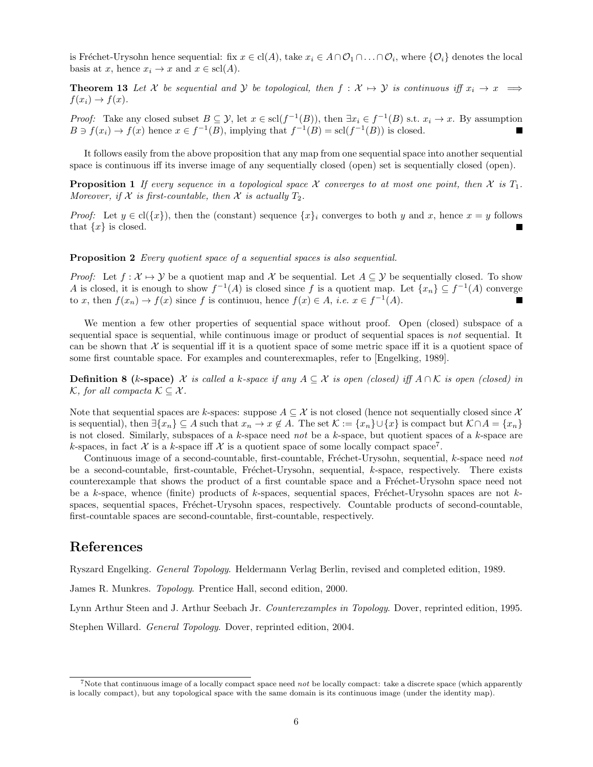is Fréchet-Urysohn hence sequential: fix $x \in \mathrm{cl}(A)$, take $x_i \in A \cap \mathcal{O}_1 \cap \ldots \cap \mathcal{O}_i$, where $\{\mathcal{O}_i\}$ denotes the local basis at $x$, hence $x_i \to x$ and $x \in \mathrm{scl}(A)$.

**Theorem 13** *Let $\mathcal{X}$ be sequential and $\mathcal{Y}$ be topological, then $f : \mathcal{X} \mapsto \mathcal{Y}$ is continuous iff $x_i \to x \implies f(x_i) \to f(x)$.*

*Proof:* Take any closed subset $B \subseteq \mathcal{Y}$, let $x \in \mathrm{scl}(f^{-1}(B))$, then $\exists x_i \in f^{-1}(B)$ s.t. $x_i \to x$. By assumption $B \ni f(x_i) \to f(x)$ hence $x \in f^{-1}(B)$, implying that $f^{-1}(B) = \mathrm{scl}(f^{-1}(B))$ is closed. ■

It follows easily from the above proposition that any map from one sequential space into another sequential space is continuous iff its inverse image of any sequentially closed (open) set is sequentially closed (open).

**Proposition 1** *If every sequence in a topological space $\mathcal{X}$ converges to at most one point, then $\mathcal{X}$ is $T_1$. Moreover, if $\mathcal{X}$ is first-countable, then $\mathcal{X}$ is actually $T_2$.*

*Proof:* Let $y \in \mathrm{cl}(\{x\})$, then the (constant) sequence $\{x\}_i$ converges to both $y$ and $x$, hence $x = y$ follows that $\{x\}$ is closed. ■

**Proposition 2** *Every quotient space of a sequential spaces is also sequential.*

*Proof:* Let $f : \mathcal{X} \mapsto \mathcal{Y}$ be a quotient map and $\mathcal{X}$ be sequential. Let $A \subseteq \mathcal{Y}$ be sequentially closed. To show $A$ is closed, it is enough to show $f^{-1}(A)$ is closed since $f$ is a quotient map. Let $\{x_n\} \subseteq f^{-1}(A)$ converge to $x$, then $f(x_n) \to f(x)$ since $f$ is continuou, hence $f(x) \in A$, *i.e.* $x \in f^{-1}(A)$. ■

We mention a few other properties of sequential space without proof. Open (closed) subspace of a sequential space is sequential, while continuous image or product of sequential spaces is *not* sequential. It can be shown that $\mathcal{X}$ is sequential iff it is a quotient space of some metric space iff it is a quotient space of some first countable space. For examples and counterexmaples, refer to [Engelking, 1989].

**Definition 8 ($k$-space)** *$\mathcal{X}$ is called a $k$-space if any $A \subseteq \mathcal{X}$ is open (closed) iff $A \cap \mathcal{K}$ is open (closed) in $\mathcal{K}$, for all compacta $\mathcal{K} \subseteq \mathcal{X}$.*

Note that sequential spaces are $k$-spaces: suppose $A \subseteq \mathcal{X}$ is not closed (hence not sequentially closed since $\mathcal{X}$ is sequential), then $\exists \{x_n\} \subseteq A$ such that $x_n \to x \notin A$. The set $\mathcal{K} := \{x_n\} \cup \{x\}$ is compact but $\mathcal{K} \cap A = \{x_n\}$ is not closed. Similarly, subspaces of a $k$-space need *not* be a $k$-space, but quotient spaces of a $k$-space are $k$-spaces, in fact $\mathcal{X}$ is a $k$-space iff $\mathcal{X}$ is a quotient space of some locally compact space[7].

Continuous image of a second-countable, first-countable, Fréchet-Urysohn, sequential, $k$-space need *not* be a second-countable, first-countable, Fréchet-Urysohn, sequential, $k$-space, respectively. There exists counterexample that shows the product of a first countable space and a Fréchet-Urysohn space need not be a $k$-space, whence (finite) products of $k$-spaces, sequential spaces, Fréchet-Urysohn spaces are not $k$-spaces, sequential spaces, Fréchet-Urysohn spaces, respectively. Countable products of second-countable, first-countable spaces are second-countable, first-countable, respectively.

# References

Ryszard Engelking. *General Topology*. Heldermann Verlag Berlin, revised and completed edition, 1989.

James R. Munkres. *Topology*. Prentice Hall, second edition, 2000.

Lynn Arthur Steen and J. Arthur Seebach Jr. *Counterexamples in Topology*. Dover, reprinted edition, 1995.

Stephen Willard. *General Topology*. Dover, reprinted edition, 2004.

[7] Note that continuous image of a locally compact space need *not* be locally compact: take a discrete space (which apparently is locally compact), but any topological space with the same domain is its continuous image (under the identity map).